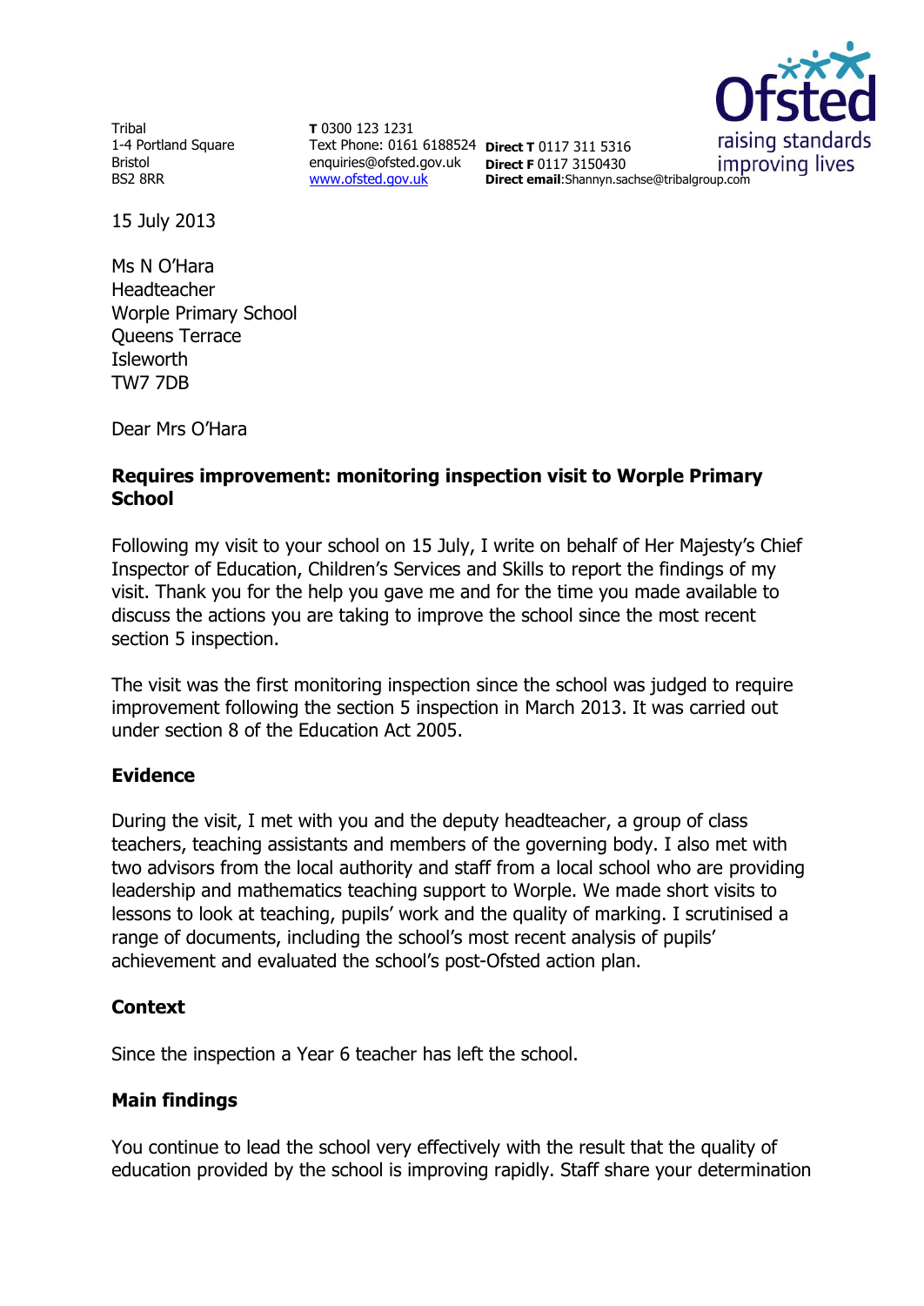Tribal
1-4 Portland Square
Bristol
BS2 8RR

**T** 0300 123 1231
Text Phone: 0161 6188524
enquiries@ofsted.gov.uk
www.ofsted.gov.uk

**Direct T** 0117 311 5316
**Direct F** 0117 3150430
**Direct email**:Shannyn.sachse@tribalgroup.com

15 July 2013

Ms N O'Hara
Headteacher
Worple Primary School
Queens Terrace
Isleworth
TW7 7DB

Dear Mrs O'Hara

**Requires improvement: monitoring inspection visit to Worple Primary School**

Following my visit to your school on 15 July, I write on behalf of Her Majesty's Chief Inspector of Education, Children's Services and Skills to report the findings of my visit. Thank you for the help you gave me and for the time you made available to discuss the actions you are taking to improve the school since the most recent section 5 inspection.

The visit was the first monitoring inspection since the school was judged to require improvement following the section 5 inspection in March 2013. It was carried out under section 8 of the Education Act 2005.

## Evidence

During the visit, I met with you and the deputy headteacher, a group of class teachers, teaching assistants and members of the governing body. I also met with two advisors from the local authority and staff from a local school who are providing leadership and mathematics teaching support to Worple. We made short visits to lessons to look at teaching, pupils' work and the quality of marking. I scrutinised a range of documents, including the school's most recent analysis of pupils' achievement and evaluated the school's post-Ofsted action plan.

## Context

Since the inspection a Year 6 teacher has left the school.

## Main findings

You continue to lead the school very effectively with the result that the quality of education provided by the school is improving rapidly. Staff share your determination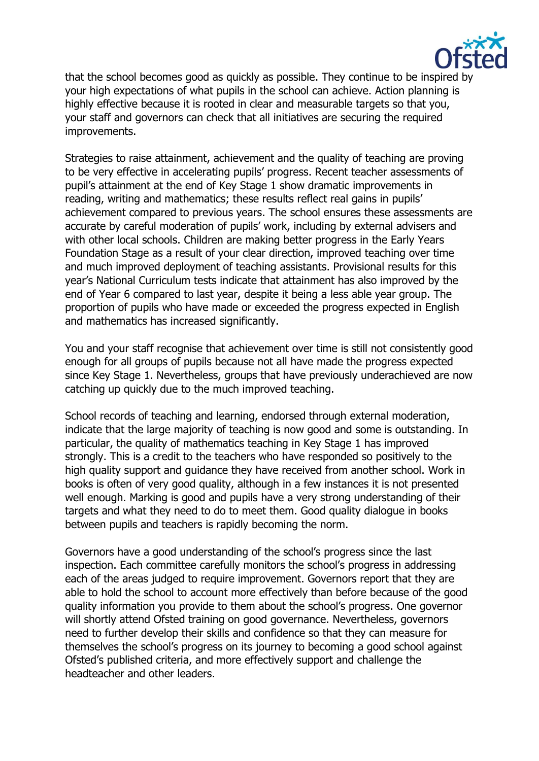that the school becomes good as quickly as possible. They continue to be inspired by your high expectations of what pupils in the school can achieve. Action planning is highly effective because it is rooted in clear and measurable targets so that you, your staff and governors can check that all initiatives are securing the required improvements.

Strategies to raise attainment, achievement and the quality of teaching are proving to be very effective in accelerating pupils' progress. Recent teacher assessments of pupil's attainment at the end of Key Stage 1 show dramatic improvements in reading, writing and mathematics; these results reflect real gains in pupils' achievement compared to previous years. The school ensures these assessments are accurate by careful moderation of pupils' work, including by external advisers and with other local schools. Children are making better progress in the Early Years Foundation Stage as a result of your clear direction, improved teaching over time and much improved deployment of teaching assistants. Provisional results for this year's National Curriculum tests indicate that attainment has also improved by the end of Year 6 compared to last year, despite it being a less able year group. The proportion of pupils who have made or exceeded the progress expected in English and mathematics has increased significantly.

You and your staff recognise that achievement over time is still not consistently good enough for all groups of pupils because not all have made the progress expected since Key Stage 1. Nevertheless, groups that have previously underachieved are now catching up quickly due to the much improved teaching.

School records of teaching and learning, endorsed through external moderation, indicate that the large majority of teaching is now good and some is outstanding. In particular, the quality of mathematics teaching in Key Stage 1 has improved strongly. This is a credit to the teachers who have responded so positively to the high quality support and guidance they have received from another school. Work in books is often of very good quality, although in a few instances it is not presented well enough. Marking is good and pupils have a very strong understanding of their targets and what they need to do to meet them. Good quality dialogue in books between pupils and teachers is rapidly becoming the norm.

Governors have a good understanding of the school's progress since the last inspection. Each committee carefully monitors the school's progress in addressing each of the areas judged to require improvement. Governors report that they are able to hold the school to account more effectively than before because of the good quality information you provide to them about the school's progress. One governor will shortly attend Ofsted training on good governance. Nevertheless, governors need to further develop their skills and confidence so that they can measure for themselves the school's progress on its journey to becoming a good school against Ofsted's published criteria, and more effectively support and challenge the headteacher and other leaders.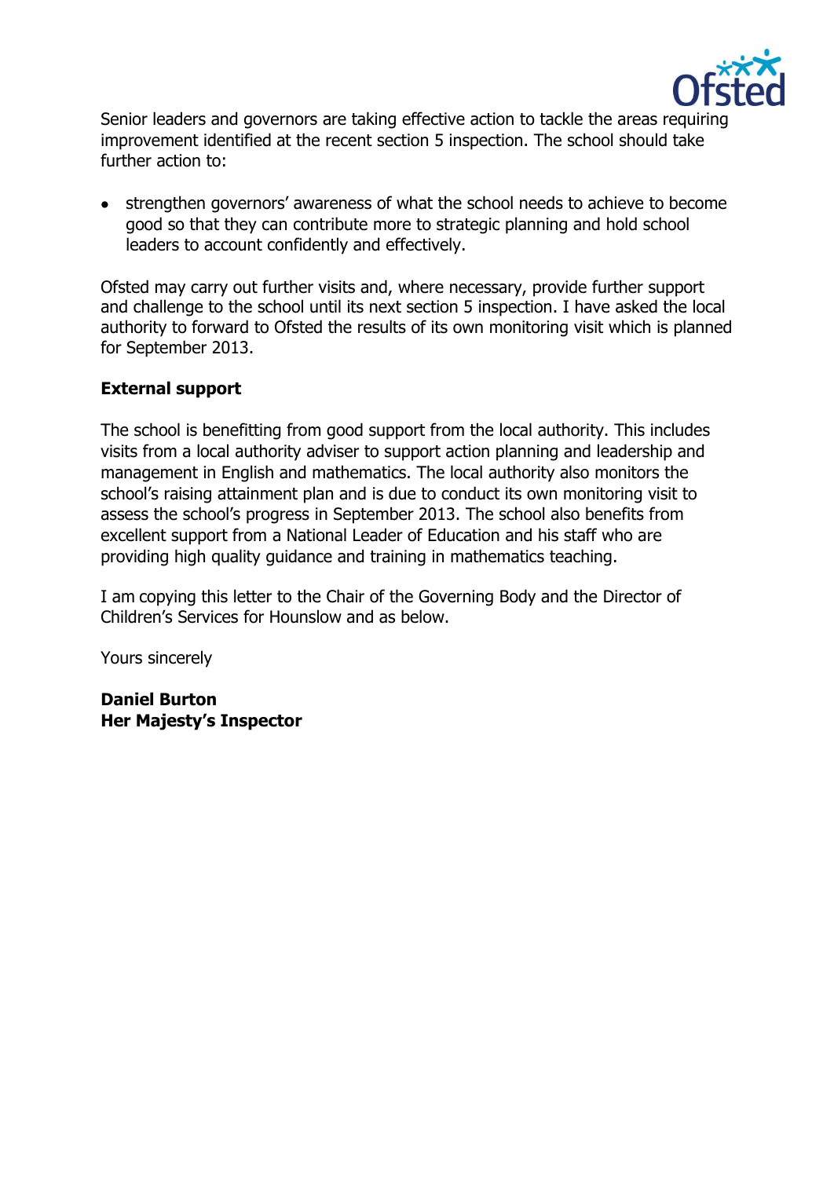Senior leaders and governors are taking effective action to tackle the areas requiring improvement identified at the recent section 5 inspection. The school should take further action to:

- strengthen governors' awareness of what the school needs to achieve to become good so that they can contribute more to strategic planning and hold school leaders to account confidently and effectively.

Ofsted may carry out further visits and, where necessary, provide further support and challenge to the school until its next section 5 inspection. I have asked the local authority to forward to Ofsted the results of its own monitoring visit which is planned for September 2013.

**External support**

The school is benefitting from good support from the local authority. This includes visits from a local authority adviser to support action planning and leadership and management in English and mathematics. The local authority also monitors the school's raising attainment plan and is due to conduct its own monitoring visit to assess the school's progress in September 2013. The school also benefits from excellent support from a National Leader of Education and his staff who are providing high quality guidance and training in mathematics teaching.

I am copying this letter to the Chair of the Governing Body and the Director of Children's Services for Hounslow and as below.

Yours sincerely

**Daniel Burton**
**Her Majesty's Inspector**